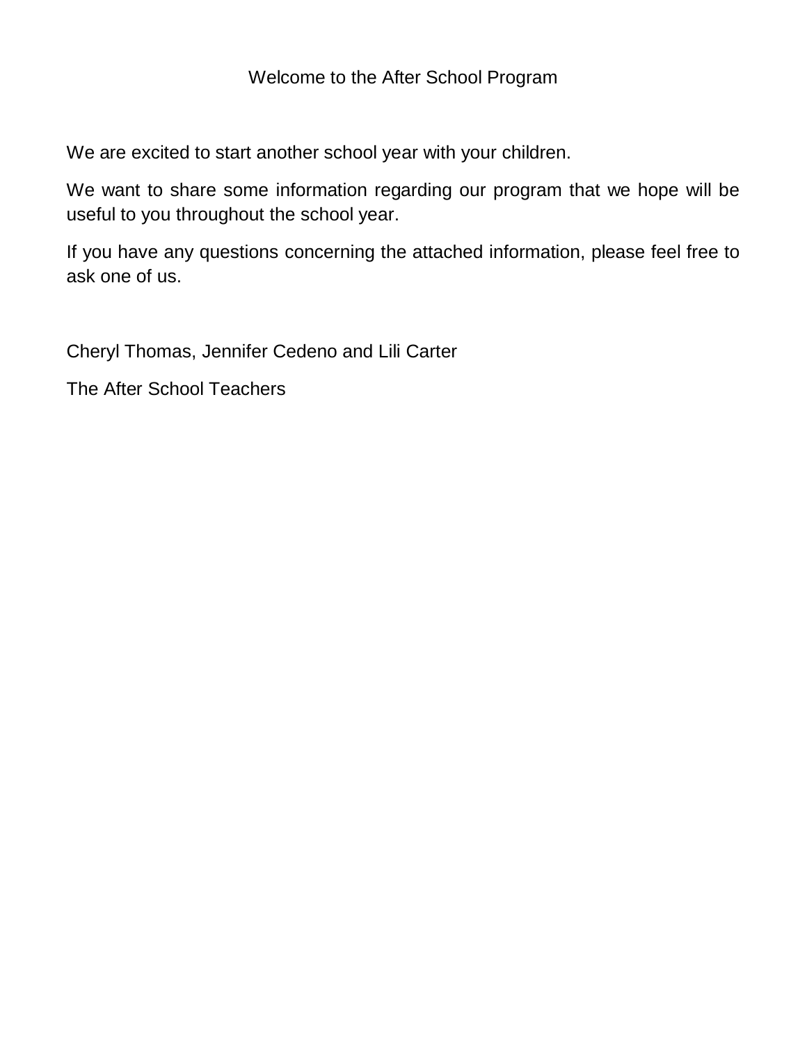# Welcome to the After School Program

We are excited to start another school year with your children.

We want to share some information regarding our program that we hope will be useful to you throughout the school year.

If you have any questions concerning the attached information, please feel free to ask one of us.

Cheryl Thomas, Jennifer Cedeno and Lili Carter

The After School Teachers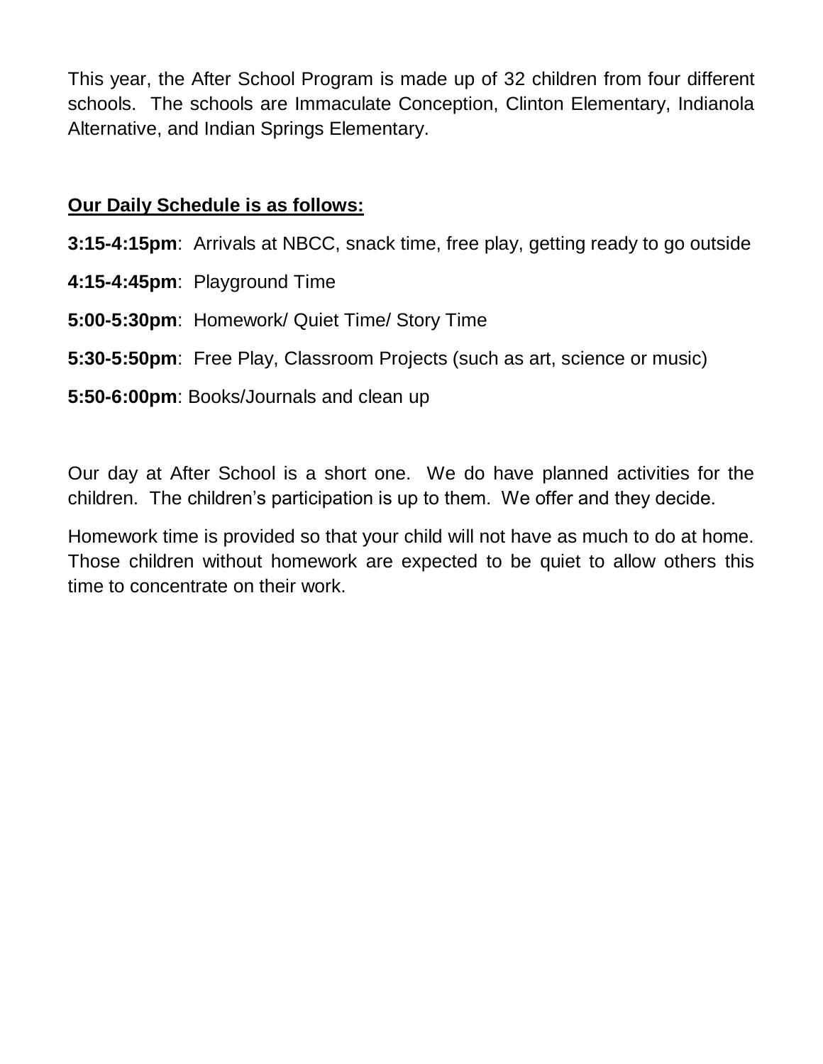This year, the After School Program is made up of 32 children from four different schools. The schools are Immaculate Conception, Clinton Elementary, Indianola Alternative, and Indian Springs Elementary.

**<u>Our Daily Schedule is as follows:</u>**

**3:15-4:15pm**: Arrivals at NBCC, snack time, free play, getting ready to go outside

**4:15-4:45pm**: Playground Time

**5:00-5:30pm**: Homework/ Quiet Time/ Story Time

**5:30-5:50pm**: Free Play, Classroom Projects (such as art, science or music)

**5:50-6:00pm**: Books/Journals and clean up

Our day at After School is a short one. We do have planned activities for the children. The children's participation is up to them. We offer and they decide.

Homework time is provided so that your child will not have as much to do at home. Those children without homework are expected to be quiet to allow others this time to concentrate on their work.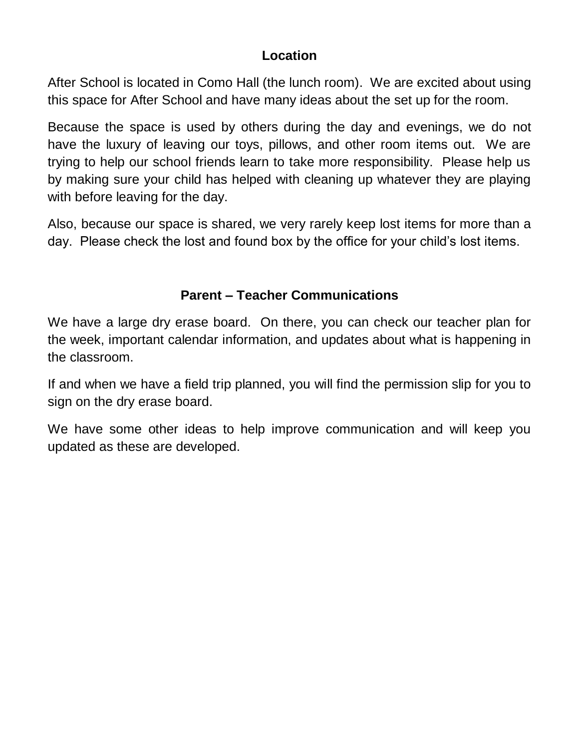## Location

After School is located in Como Hall (the lunch room). We are excited about using this space for After School and have many ideas about the set up for the room.

Because the space is used by others during the day and evenings, we do not have the luxury of leaving our toys, pillows, and other room items out. We are trying to help our school friends learn to take more responsibility. Please help us by making sure your child has helped with cleaning up whatever they are playing with before leaving for the day.

Also, because our space is shared, we very rarely keep lost items for more than a day. Please check the lost and found box by the office for your child's lost items.

## Parent – Teacher Communications

We have a large dry erase board. On there, you can check our teacher plan for the week, important calendar information, and updates about what is happening in the classroom.

If and when we have a field trip planned, you will find the permission slip for you to sign on the dry erase board.

We have some other ideas to help improve communication and will keep you updated as these are developed.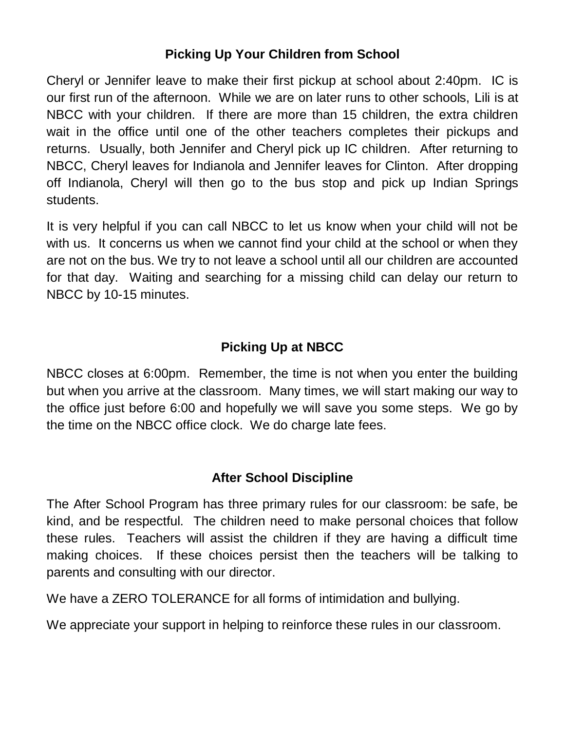## Picking Up Your Children from School

Cheryl or Jennifer leave to make their first pickup at school about 2:40pm. IC is our first run of the afternoon. While we are on later runs to other schools, Lili is at NBCC with your children. If there are more than 15 children, the extra children wait in the office until one of the other teachers completes their pickups and returns. Usually, both Jennifer and Cheryl pick up IC children. After returning to NBCC, Cheryl leaves for Indianola and Jennifer leaves for Clinton. After dropping off Indianola, Cheryl will then go to the bus stop and pick up Indian Springs students.

It is very helpful if you can call NBCC to let us know when your child will not be with us. It concerns us when we cannot find your child at the school or when they are not on the bus. We try to not leave a school until all our children are accounted for that day. Waiting and searching for a missing child can delay our return to NBCC by 10-15 minutes.

## Picking Up at NBCC

NBCC closes at 6:00pm. Remember, the time is not when you enter the building but when you arrive at the classroom. Many times, we will start making our way to the office just before 6:00 and hopefully we will save you some steps. We go by the time on the NBCC office clock. We do charge late fees.

## After School Discipline

The After School Program has three primary rules for our classroom: be safe, be kind, and be respectful. The children need to make personal choices that follow these rules. Teachers will assist the children if they are having a difficult time making choices. If these choices persist then the teachers will be talking to parents and consulting with our director.

We have a ZERO TOLERANCE for all forms of intimidation and bullying.

We appreciate your support in helping to reinforce these rules in our classroom.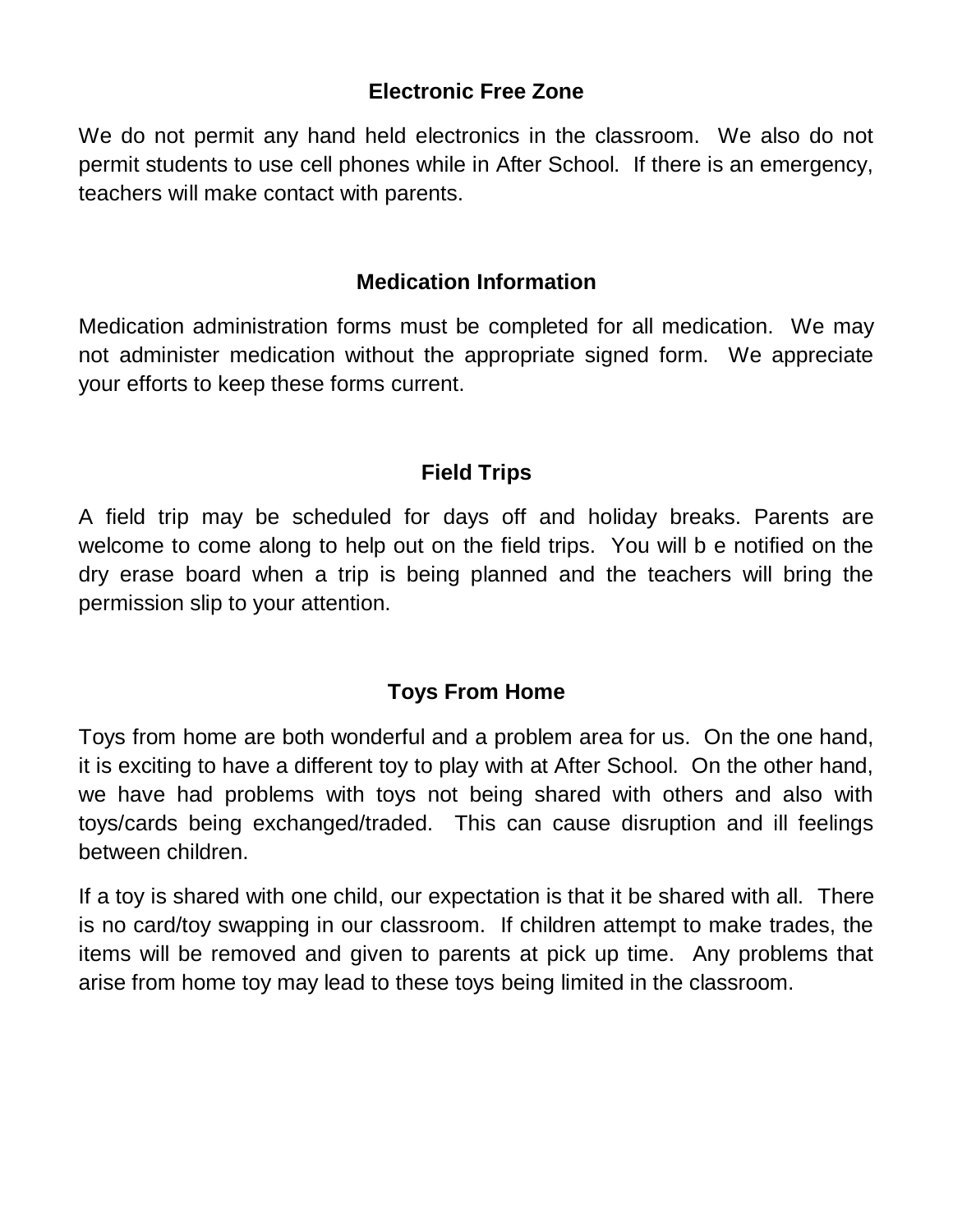## Electronic Free Zone

We do not permit any hand held electronics in the classroom. We also do not permit students to use cell phones while in After School. If there is an emergency, teachers will make contact with parents.

## Medication Information

Medication administration forms must be completed for all medication. We may not administer medication without the appropriate signed form. We appreciate your efforts to keep these forms current.

## Field Trips

A field trip may be scheduled for days off and holiday breaks. Parents are welcome to come along to help out on the field trips. You will b e notified on the dry erase board when a trip is being planned and the teachers will bring the permission slip to your attention.

## Toys From Home

Toys from home are both wonderful and a problem area for us. On the one hand, it is exciting to have a different toy to play with at After School. On the other hand, we have had problems with toys not being shared with others and also with toys/cards being exchanged/traded. This can cause disruption and ill feelings between children.

If a toy is shared with one child, our expectation is that it be shared with all. There is no card/toy swapping in our classroom. If children attempt to make trades, the items will be removed and given to parents at pick up time. Any problems that arise from home toy may lead to these toys being limited in the classroom.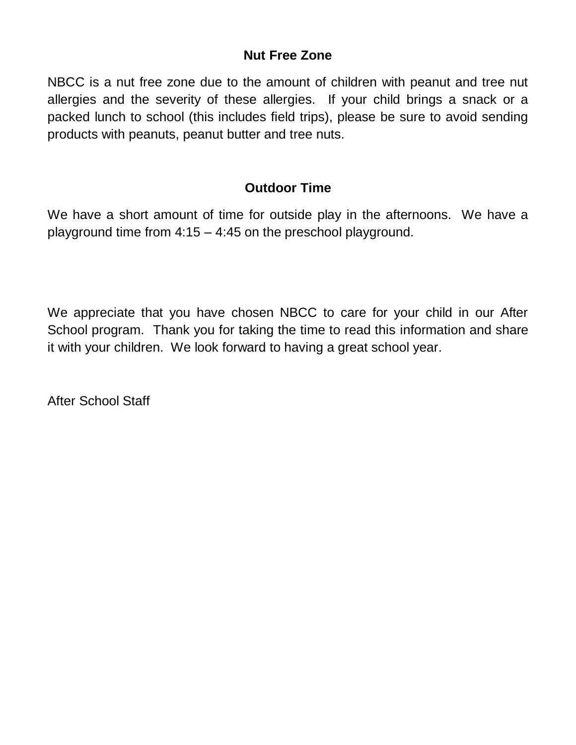## Nut Free Zone

NBCC is a nut free zone due to the amount of children with peanut and tree nut allergies and the severity of these allergies. If your child brings a snack or a packed lunch to school (this includes field trips), please be sure to avoid sending products with peanuts, peanut butter and tree nuts.

## Outdoor Time

We have a short amount of time for outside play in the afternoons. We have a playground time from 4:15 – 4:45 on the preschool playground.

We appreciate that you have chosen NBCC to care for your child in our After School program. Thank you for taking the time to read this information and share it with your children. We look forward to having a great school year.

After School Staff